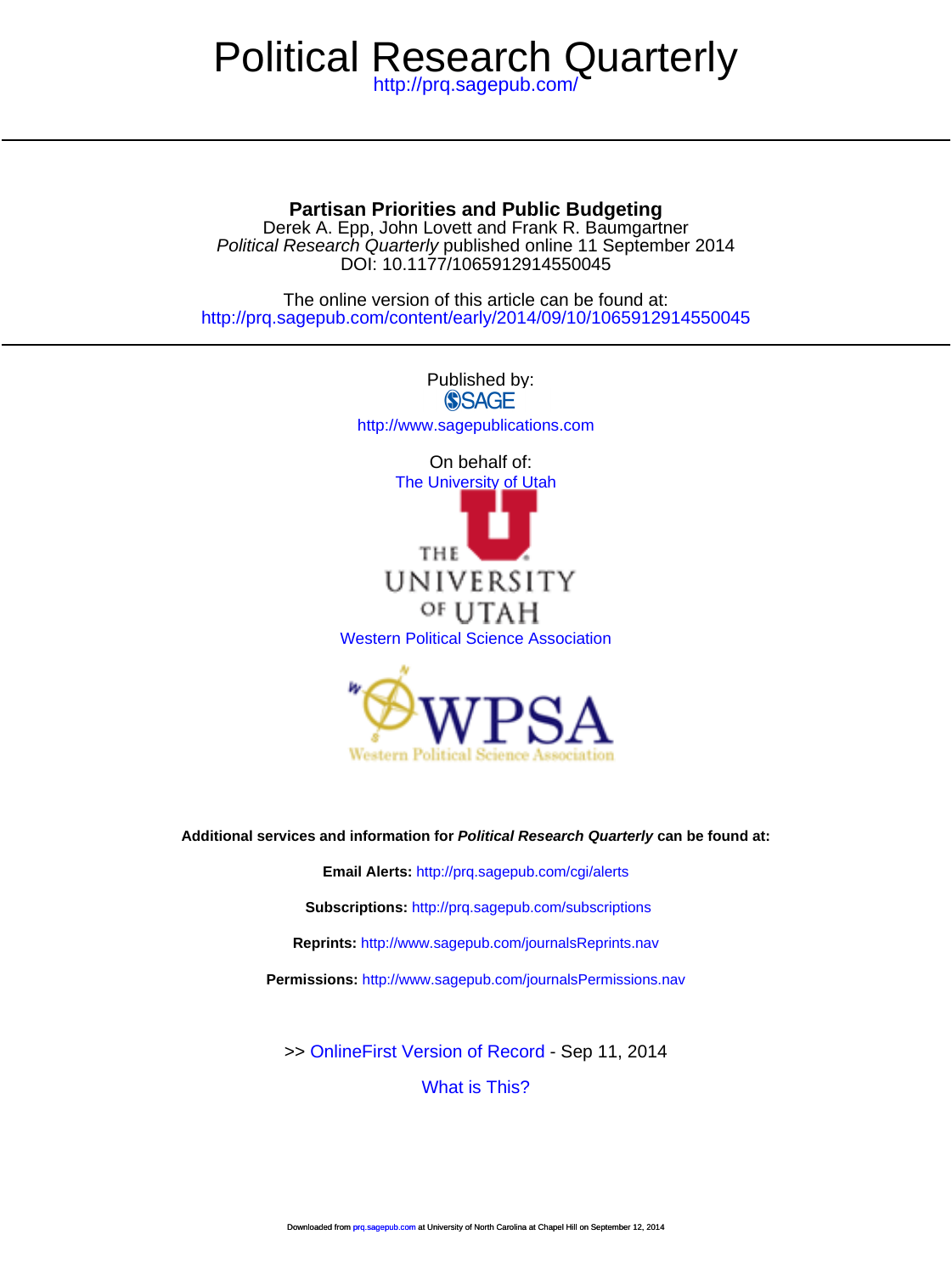# Political Research Quarterly

http://prq.sagepub.com/

## Partisan Priorities and Public Budgeting

Derek A. Epp, John Lovett and Frank R. Baumgartner

*Political Research Quarterly* published online 11 September 2014

DOI: 10.1177/1065912914550045

The online version of this article can be found at:

http://prq.sagepub.com/content/early/2014/09/10/1065912914550045

Published by:

SAGE

http://www.sagepublications.com

On behalf of:

The University of Utah

THE UNIVERSITY OF UTAH

Western Political Science Association

WPSA Western Political Science Association

**Additional services and information for *Political Research Quarterly* can be found at:**

**Email Alerts:** http://prq.sagepub.com/cgi/alerts

**Subscriptions:** http://prq.sagepub.com/subscriptions

**Reprints:** http://www.sagepub.com/journalsReprints.nav

**Permissions:** http://www.sagepub.com/journalsPermissions.nav

>> OnlineFirst Version of Record - Sep 11, 2014

What is This?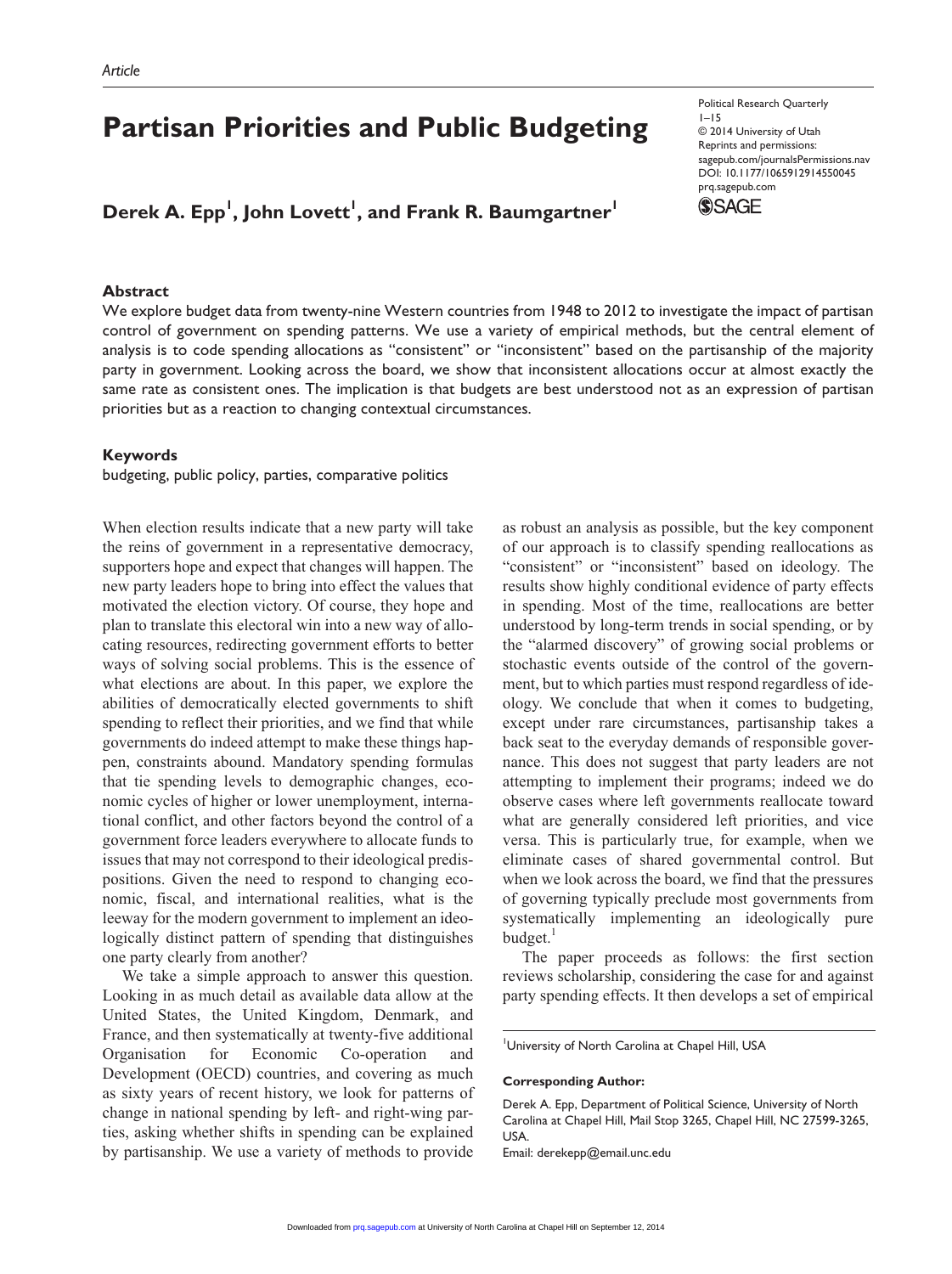# Partisan Priorities and Public Budgeting

**Derek A. Epp[1], John Lovett[1], and Frank R. Baumgartner[1]**

Political Research Quarterly
1–15
© 2014 University of Utah
Reprints and permissions:
sagepub.com/journalsPermissions.nav
DOI: 10.1177/1065912914550045
prq.sagepub.com

## Abstract

We explore budget data from twenty-nine Western countries from 1948 to 2012 to investigate the impact of partisan control of government on spending patterns. We use a variety of empirical methods, but the central element of analysis is to code spending allocations as "consistent" or "inconsistent" based on the partisanship of the majority party in government. Looking across the board, we show that inconsistent allocations occur at almost exactly the same rate as consistent ones. The implication is that budgets are best understood not as an expression of partisan priorities but as a reaction to changing contextual circumstances.

## Keywords

budgeting, public policy, parties, comparative politics

When election results indicate that a new party will take the reins of government in a representative democracy, supporters hope and expect that changes will happen. The new party leaders hope to bring into effect the values that motivated the election victory. Of course, they hope and plan to translate this electoral win into a new way of allocating resources, redirecting government efforts to better ways of solving social problems. This is the essence of what elections are about. In this paper, we explore the abilities of democratically elected governments to shift spending to reflect their priorities, and we find that while governments do indeed attempt to make these things happen, constraints abound. Mandatory spending formulas that tie spending levels to demographic changes, economic cycles of higher or lower unemployment, international conflict, and other factors beyond the control of a government force leaders everywhere to allocate funds to issues that may not correspond to their ideological predispositions. Given the need to respond to changing economic, fiscal, and international realities, what is the leeway for the modern government to implement an ideologically distinct pattern of spending that distinguishes one party clearly from another?

We take a simple approach to answer this question. Looking in as much detail as available data allow at the United States, the United Kingdom, Denmark, and France, and then systematically at twenty-five additional Organisation for Economic Co-operation and Development (OECD) countries, and covering as much as sixty years of recent history, we look for patterns of change in national spending by left- and right-wing parties, asking whether shifts in spending can be explained by partisanship. We use a variety of methods to provide as robust an analysis as possible, but the key component of our approach is to classify spending reallocations as "consistent" or "inconsistent" based on ideology. The results show highly conditional evidence of party effects in spending. Most of the time, reallocations are better understood by long-term trends in social spending, or by the "alarmed discovery" of growing social problems or stochastic events outside of the control of the government, but to which parties must respond regardless of ideology. We conclude that when it comes to budgeting, except under rare circumstances, partisanship takes a back seat to the everyday demands of responsible governance. This does not suggest that party leaders are not attempting to implement their programs; indeed we do observe cases where left governments reallocate toward what are generally considered left priorities, and vice versa. This is particularly true, for example, when we eliminate cases of shared governmental control. But when we look across the board, we find that the pressures of governing typically preclude most governments from systematically implementing an ideologically pure budget.[1]

The paper proceeds as follows: the first section reviews scholarship, considering the case for and against party spending effects. It then develops a set of empirical

[1]University of North Carolina at Chapel Hill, USA

**Corresponding Author:**

Derek A. Epp, Department of Political Science, University of North Carolina at Chapel Hill, Mail Stop 3265, Chapel Hill, NC 27599-3265, USA.
Email: derekepp@email.unc.edu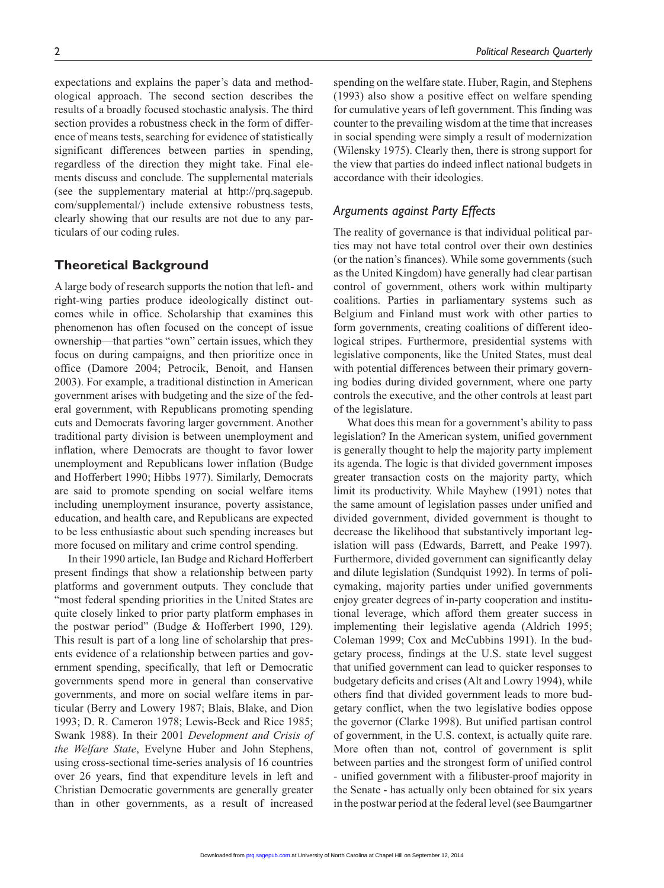expectations and explains the paper's data and methodological approach. The second section describes the results of a broadly focused stochastic analysis. The third section provides a robustness check in the form of difference of means tests, searching for evidence of statistically significant differences between parties in spending, regardless of the direction they might take. Final elements discuss and conclude. The supplemental materials (see the supplementary material at http://prq.sagepub.com/supplemental/) include extensive robustness tests, clearly showing that our results are not due to any particulars of our coding rules.

## Theoretical Background

A large body of research supports the notion that left- and right-wing parties produce ideologically distinct outcomes while in office. Scholarship that examines this phenomenon has often focused on the concept of issue ownership—that parties "own" certain issues, which they focus on during campaigns, and then prioritize once in office (Damore 2004; Petrocik, Benoit, and Hansen 2003). For example, a traditional distinction in American government arises with budgeting and the size of the federal government, with Republicans promoting spending cuts and Democrats favoring larger government. Another traditional party division is between unemployment and inflation, where Democrats are thought to favor lower unemployment and Republicans lower inflation (Budge and Hofferbert 1990; Hibbs 1977). Similarly, Democrats are said to promote spending on social welfare items including unemployment insurance, poverty assistance, education, and health care, and Republicans are expected to be less enthusiastic about such spending increases but more focused on military and crime control spending.

In their 1990 article, Ian Budge and Richard Hofferbert present findings that show a relationship between party platforms and government outputs. They conclude that "most federal spending priorities in the United States are quite closely linked to prior party platform emphases in the postwar period" (Budge & Hofferbert 1990, 129). This result is part of a long line of scholarship that presents evidence of a relationship between parties and government spending, specifically, that left or Democratic governments spend more in general than conservative governments, and more on social welfare items in particular (Berry and Lowery 1987; Blais, Blake, and Dion 1993; D. R. Cameron 1978; Lewis-Beck and Rice 1985; Swank 1988). In their 2001 *Development and Crisis of the Welfare State*, Evelyne Huber and John Stephens, using cross-sectional time-series analysis of 16 countries over 26 years, find that expenditure levels in left and Christian Democratic governments are generally greater than in other governments, as a result of increased spending on the welfare state. Huber, Ragin, and Stephens (1993) also show a positive effect on welfare spending for cumulative years of left government. This finding was counter to the prevailing wisdom at the time that increases in social spending were simply a result of modernization (Wilensky 1975). Clearly then, there is strong support for the view that parties do indeed inflect national budgets in accordance with their ideologies.

### *Arguments against Party Effects*

The reality of governance is that individual political parties may not have total control over their own destinies (or the nation's finances). While some governments (such as the United Kingdom) have generally had clear partisan control of government, others work within multiparty coalitions. Parties in parliamentary systems such as Belgium and Finland must work with other parties to form governments, creating coalitions of different ideological stripes. Furthermore, presidential systems with legislative components, like the United States, must deal with potential differences between their primary governing bodies during divided government, where one party controls the executive, and the other controls at least part of the legislature.

What does this mean for a government's ability to pass legislation? In the American system, unified government is generally thought to help the majority party implement its agenda. The logic is that divided government imposes greater transaction costs on the majority party, which limit its productivity. While Mayhew (1991) notes that the same amount of legislation passes under unified and divided government, divided government is thought to decrease the likelihood that substantively important legislation will pass (Edwards, Barrett, and Peake 1997). Furthermore, divided government can significantly delay and dilute legislation (Sundquist 1992). In terms of policymaking, majority parties under unified governments enjoy greater degrees of in-party cooperation and institutional leverage, which afford them greater success in implementing their legislative agenda (Aldrich 1995; Coleman 1999; Cox and McCubbins 1991). In the budgetary process, findings at the U.S. state level suggest that unified government can lead to quicker responses to budgetary deficits and crises (Alt and Lowry 1994), while others find that divided government leads to more budgetary conflict, when the two legislative bodies oppose the governor (Clarke 1998). But unified partisan control of government, in the U.S. context, is actually quite rare. More often than not, control of government is split between parties and the strongest form of unified control - unified government with a filibuster-proof majority in the Senate - has actually only been obtained for six years in the postwar period at the federal level (see Baumgartner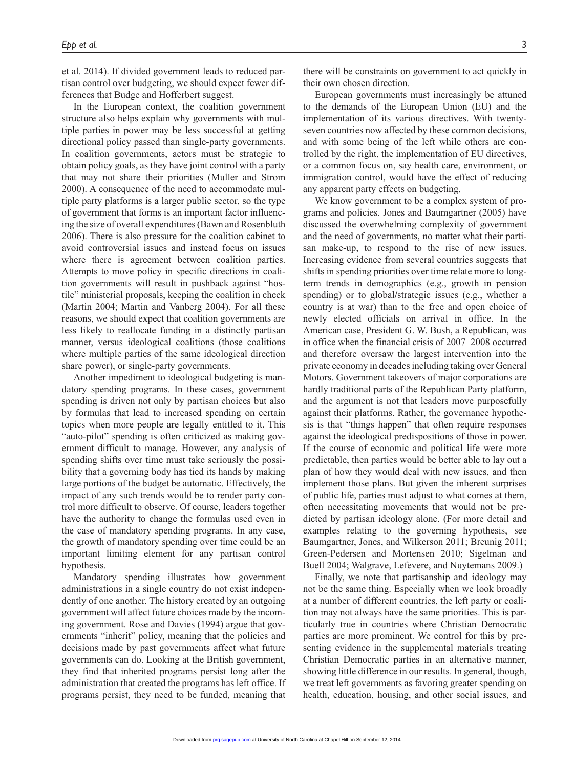et al. 2014). If divided government leads to reduced partisan control over budgeting, we should expect fewer differences that Budge and Hofferbert suggest.

In the European context, the coalition government structure also helps explain why governments with multiple parties in power may be less successful at getting directional policy passed than single-party governments. In coalition governments, actors must be strategic to obtain policy goals, as they have joint control with a party that may not share their priorities (Muller and Strom 2000). A consequence of the need to accommodate multiple party platforms is a larger public sector, so the type of government that forms is an important factor influencing the size of overall expenditures (Bawn and Rosenbluth 2006). There is also pressure for the coalition cabinet to avoid controversial issues and instead focus on issues where there is agreement between coalition parties. Attempts to move policy in specific directions in coalition governments will result in pushback against "hostile" ministerial proposals, keeping the coalition in check (Martin 2004; Martin and Vanberg 2004). For all these reasons, we should expect that coalition governments are less likely to reallocate funding in a distinctly partisan manner, versus ideological coalitions (those coalitions where multiple parties of the same ideological direction share power), or single-party governments.

Another impediment to ideological budgeting is mandatory spending programs. In these cases, government spending is driven not only by partisan choices but also by formulas that lead to increased spending on certain topics when more people are legally entitled to it. This "auto-pilot" spending is often criticized as making government difficult to manage. However, any analysis of spending shifts over time must take seriously the possibility that a governing body has tied its hands by making large portions of the budget be automatic. Effectively, the impact of any such trends would be to render party control more difficult to observe. Of course, leaders together have the authority to change the formulas used even in the case of mandatory spending programs. In any case, the growth of mandatory spending over time could be an important limiting element for any partisan control hypothesis.

Mandatory spending illustrates how government administrations in a single country do not exist independently of one another. The history created by an outgoing government will affect future choices made by the incoming government. Rose and Davies (1994) argue that governments "inherit" policy, meaning that the policies and decisions made by past governments affect what future governments can do. Looking at the British government, they find that inherited programs persist long after the administration that created the programs has left office. If programs persist, they need to be funded, meaning that there will be constraints on government to act quickly in their own chosen direction.

European governments must increasingly be attuned to the demands of the European Union (EU) and the implementation of its various directives. With twenty-seven countries now affected by these common decisions, and with some being of the left while others are controlled by the right, the implementation of EU directives, or a common focus on, say health care, environment, or immigration control, would have the effect of reducing any apparent party effects on budgeting.

We know government to be a complex system of programs and policies. Jones and Baumgartner (2005) have discussed the overwhelming complexity of government and the need of governments, no matter what their partisan make-up, to respond to the rise of new issues. Increasing evidence from several countries suggests that shifts in spending priorities over time relate more to long-term trends in demographics (e.g., growth in pension spending) or to global/strategic issues (e.g., whether a country is at war) than to the free and open choice of newly elected officials on arrival in office. In the American case, President G. W. Bush, a Republican, was in office when the financial crisis of 2007–2008 occurred and therefore oversaw the largest intervention into the private economy in decades including taking over General Motors. Government takeovers of major corporations are hardly traditional parts of the Republican Party platform, and the argument is not that leaders move purposefully against their platforms. Rather, the governance hypothesis is that "things happen" that often require responses against the ideological predispositions of those in power. If the course of economic and political life were more predictable, then parties would be better able to lay out a plan of how they would deal with new issues, and then implement those plans. But given the inherent surprises of public life, parties must adjust to what comes at them, often necessitating movements that would not be predicted by partisan ideology alone. (For more detail and examples relating to the governing hypothesis, see Baumgartner, Jones, and Wilkerson 2011; Breunig 2011; Green-Pedersen and Mortensen 2010; Sigelman and Buell 2004; Walgrave, Lefevere, and Nuytemans 2009.)

Finally, we note that partisanship and ideology may not be the same thing. Especially when we look broadly at a number of different countries, the left party or coalition may not always have the same priorities. This is particularly true in countries where Christian Democratic parties are more prominent. We control for this by presenting evidence in the supplemental materials treating Christian Democratic parties in an alternative manner, showing little difference in our results. In general, though, we treat left governments as favoring greater spending on health, education, housing, and other social issues, and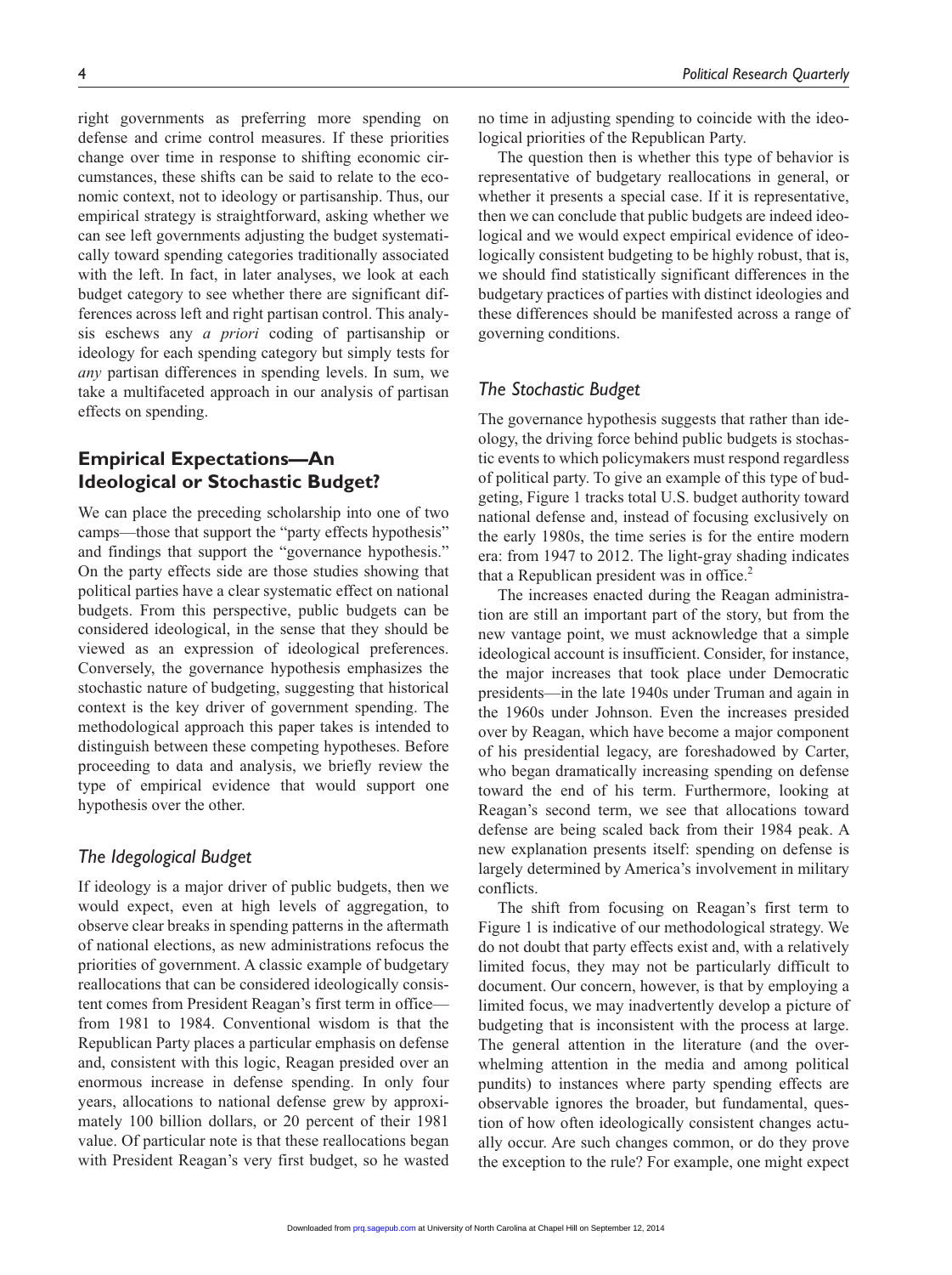right governments as preferring more spending on defense and crime control measures. If these priorities change over time in response to shifting economic circumstances, these shifts can be said to relate to the economic context, not to ideology or partisanship. Thus, our empirical strategy is straightforward, asking whether we can see left governments adjusting the budget systematically toward spending categories traditionally associated with the left. In fact, in later analyses, we look at each budget category to see whether there are significant differences across left and right partisan control. This analysis eschews any *a priori* coding of partisanship or ideology for each spending category but simply tests for *any* partisan differences in spending levels. In sum, we take a multifaceted approach in our analysis of partisan effects on spending.

## Empirical Expectations—An Ideological or Stochastic Budget?

We can place the preceding scholarship into one of two camps—those that support the "party effects hypothesis" and findings that support the "governance hypothesis." On the party effects side are those studies showing that political parties have a clear systematic effect on national budgets. From this perspective, public budgets can be considered ideological, in the sense that they should be viewed as an expression of ideological preferences. Conversely, the governance hypothesis emphasizes the stochastic nature of budgeting, suggesting that historical context is the key driver of government spending. The methodological approach this paper takes is intended to distinguish between these competing hypotheses. Before proceeding to data and analysis, we briefly review the type of empirical evidence that would support one hypothesis over the other.

### *The Idegological Budget*

If ideology is a major driver of public budgets, then we would expect, even at high levels of aggregation, to observe clear breaks in spending patterns in the aftermath of national elections, as new administrations refocus the priorities of government. A classic example of budgetary reallocations that can be considered ideologically consistent comes from President Reagan's first term in office—from 1981 to 1984. Conventional wisdom is that the Republican Party places a particular emphasis on defense and, consistent with this logic, Reagan presided over an enormous increase in defense spending. In only four years, allocations to national defense grew by approximately 100 billion dollars, or 20 percent of their 1981 value. Of particular note is that these reallocations began with President Reagan's very first budget, so he wasted no time in adjusting spending to coincide with the ideological priorities of the Republican Party.

The question then is whether this type of behavior is representative of budgetary reallocations in general, or whether it presents a special case. If it is representative, then we can conclude that public budgets are indeed ideological and we would expect empirical evidence of ideologically consistent budgeting to be highly robust, that is, we should find statistically significant differences in the budgetary practices of parties with distinct ideologies and these differences should be manifested across a range of governing conditions.

### *The Stochastic Budget*

The governance hypothesis suggests that rather than ideology, the driving force behind public budgets is stochastic events to which policymakers must respond regardless of political party. To give an example of this type of budgeting, Figure 1 tracks total U.S. budget authority toward national defense and, instead of focusing exclusively on the early 1980s, the time series is for the entire modern era: from 1947 to 2012. The light-gray shading indicates that a Republican president was in office.[2]

The increases enacted during the Reagan administration are still an important part of the story, but from the new vantage point, we must acknowledge that a simple ideological account is insufficient. Consider, for instance, the major increases that took place under Democratic presidents—in the late 1940s under Truman and again in the 1960s under Johnson. Even the increases presided over by Reagan, which have become a major component of his presidential legacy, are foreshadowed by Carter, who began dramatically increasing spending on defense toward the end of his term. Furthermore, looking at Reagan's second term, we see that allocations toward defense are being scaled back from their 1984 peak. A new explanation presents itself: spending on defense is largely determined by America's involvement in military conflicts.

The shift from focusing on Reagan's first term to Figure 1 is indicative of our methodological strategy. We do not doubt that party effects exist and, with a relatively limited focus, they may not be particularly difficult to document. Our concern, however, is that by employing a limited focus, we may inadvertently develop a picture of budgeting that is inconsistent with the process at large. The general attention in the literature (and the overwhelming attention in the media and among political pundits) to instances where party spending effects are observable ignores the broader, but fundamental, question of how often ideologically consistent changes actually occur. Are such changes common, or do they prove the exception to the rule? For example, one might expect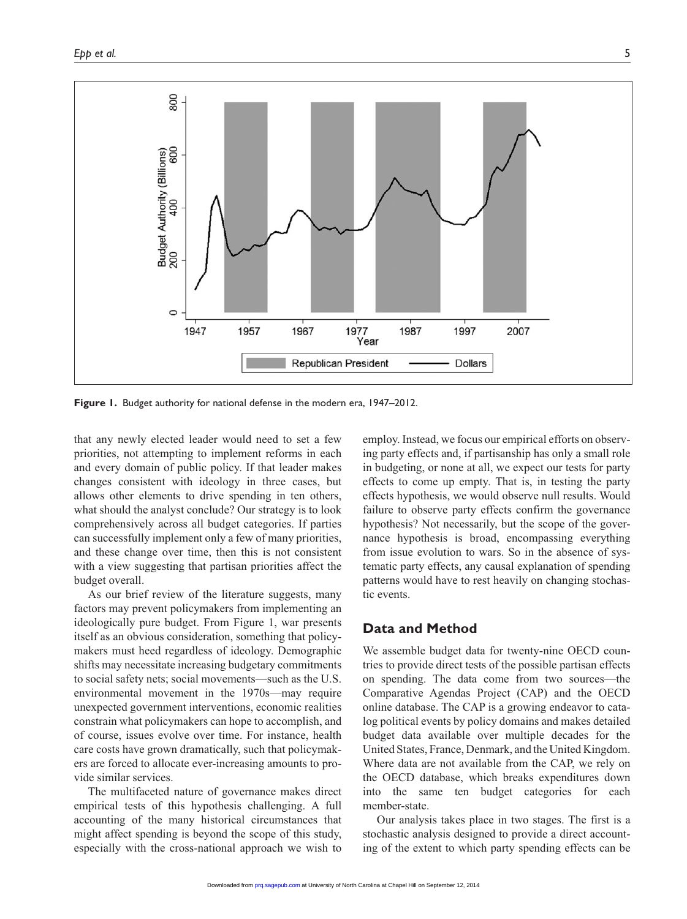**Figure 1.** Budget authority for national defense in the modern era, 1947–2012.

that any newly elected leader would need to set a few priorities, not attempting to implement reforms in each and every domain of public policy. If that leader makes changes consistent with ideology in three cases, but allows other elements to drive spending in ten others, what should the analyst conclude? Our strategy is to look comprehensively across all budget categories. If parties can successfully implement only a few of many priorities, and these change over time, then this is not consistent with a view suggesting that partisan priorities affect the budget overall.

As our brief review of the literature suggests, many factors may prevent policymakers from implementing an ideologically pure budget. From Figure 1, war presents itself as an obvious consideration, something that policymakers must heed regardless of ideology. Demographic shifts may necessitate increasing budgetary commitments to social safety nets; social movements—such as the U.S. environmental movement in the 1970s—may require unexpected government interventions, economic realities constrain what policymakers can hope to accomplish, and of course, issues evolve over time. For instance, health care costs have grown dramatically, such that policymakers are forced to allocate ever-increasing amounts to provide similar services.

The multifaceted nature of governance makes direct empirical tests of this hypothesis challenging. A full accounting of the many historical circumstances that might affect spending is beyond the scope of this study, especially with the cross-national approach we wish to employ. Instead, we focus our empirical efforts on observing party effects and, if partisanship has only a small role in budgeting, or none at all, we expect our tests for party effects to come up empty. That is, in testing the party effects hypothesis, we would observe null results. Would failure to observe party effects confirm the governance hypothesis? Not necessarily, but the scope of the governance hypothesis is broad, encompassing everything from issue evolution to wars. So in the absence of systematic party effects, any causal explanation of spending patterns would have to rest heavily on changing stochastic events.

## Data and Method

We assemble budget data for twenty-nine OECD countries to provide direct tests of the possible partisan effects on spending. The data come from two sources—the Comparative Agendas Project (CAP) and the OECD online database. The CAP is a growing endeavor to catalog political events by policy domains and makes detailed budget data available over multiple decades for the United States, France, Denmark, and the United Kingdom. Where data are not available from the CAP, we rely on the OECD database, which breaks expenditures down into the same ten budget categories for each member-state.

Our analysis takes place in two stages. The first is a stochastic analysis designed to provide a direct accounting of the extent to which party spending effects can be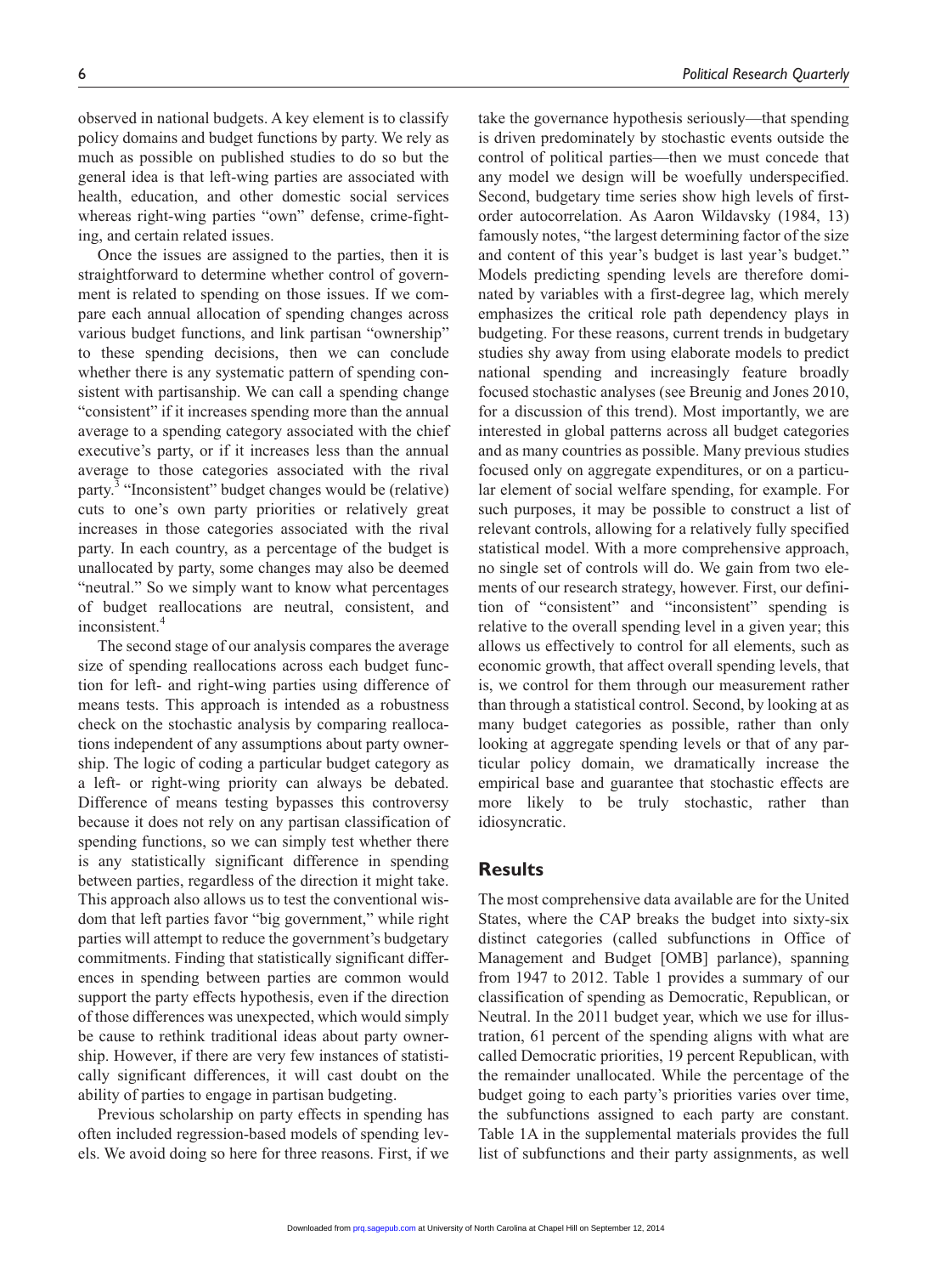observed in national budgets. A key element is to classify policy domains and budget functions by party. We rely as much as possible on published studies to do so but the general idea is that left-wing parties are associated with health, education, and other domestic social services whereas right-wing parties "own" defense, crime-fighting, and certain related issues.

Once the issues are assigned to the parties, then it is straightforward to determine whether control of government is related to spending on those issues. If we compare each annual allocation of spending changes across various budget functions, and link partisan "ownership" to these spending decisions, then we can conclude whether there is any systematic pattern of spending consistent with partisanship. We can call a spending change "consistent" if it increases spending more than the annual average to a spending category associated with the chief executive's party, or if it increases less than the annual average to those categories associated with the rival party.[3] "Inconsistent" budget changes would be (relative) cuts to one's own party priorities or relatively great increases in those categories associated with the rival party. In each country, as a percentage of the budget is unallocated by party, some changes may also be deemed "neutral." So we simply want to know what percentages of budget reallocations are neutral, consistent, and inconsistent.[4]

The second stage of our analysis compares the average size of spending reallocations across each budget function for left- and right-wing parties using difference of means tests. This approach is intended as a robustness check on the stochastic analysis by comparing reallocations independent of any assumptions about party ownership. The logic of coding a particular budget category as a left- or right-wing priority can always be debated. Difference of means testing bypasses this controversy because it does not rely on any partisan classification of spending functions, so we can simply test whether there is any statistically significant difference in spending between parties, regardless of the direction it might take. This approach also allows us to test the conventional wisdom that left parties favor "big government," while right parties will attempt to reduce the government's budgetary commitments. Finding that statistically significant differences in spending between parties are common would support the party effects hypothesis, even if the direction of those differences was unexpected, which would simply be cause to rethink traditional ideas about party ownership. However, if there are very few instances of statistically significant differences, it will cast doubt on the ability of parties to engage in partisan budgeting.

Previous scholarship on party effects in spending has often included regression-based models of spending levels. We avoid doing so here for three reasons. First, if we take the governance hypothesis seriously—that spending is driven predominately by stochastic events outside the control of political parties—then we must concede that any model we design will be woefully underspecified. Second, budgetary time series show high levels of first-order autocorrelation. As Aaron Wildavsky (1984, 13) famously notes, "the largest determining factor of the size and content of this year's budget is last year's budget." Models predicting spending levels are therefore dominated by variables with a first-degree lag, which merely emphasizes the critical role path dependency plays in budgeting. For these reasons, current trends in budgetary studies shy away from using elaborate models to predict national spending and increasingly feature broadly focused stochastic analyses (see Breunig and Jones 2010, for a discussion of this trend). Most importantly, we are interested in global patterns across all budget categories and as many countries as possible. Many previous studies focused only on aggregate expenditures, or on a particular element of social welfare spending, for example. For such purposes, it may be possible to construct a list of relevant controls, allowing for a relatively fully specified statistical model. With a more comprehensive approach, no single set of controls will do. We gain from two elements of our research strategy, however. First, our definition of "consistent" and "inconsistent" spending is relative to the overall spending level in a given year; this allows us effectively to control for all elements, such as economic growth, that affect overall spending levels, that is, we control for them through our measurement rather than through a statistical control. Second, by looking at as many budget categories as possible, rather than only looking at aggregate spending levels or that of any particular policy domain, we dramatically increase the empirical base and guarantee that stochastic effects are more likely to be truly stochastic, rather than idiosyncratic.

## Results

The most comprehensive data available are for the United States, where the CAP breaks the budget into sixty-six distinct categories (called subfunctions in Office of Management and Budget [OMB] parlance), spanning from 1947 to 2012. Table 1 provides a summary of our classification of spending as Democratic, Republican, or Neutral. In the 2011 budget year, which we use for illustration, 61 percent of the spending aligns with what are called Democratic priorities, 19 percent Republican, with the remainder unallocated. While the percentage of the budget going to each party's priorities varies over time, the subfunctions assigned to each party are constant. Table 1A in the supplemental materials provides the full list of subfunctions and their party assignments, as well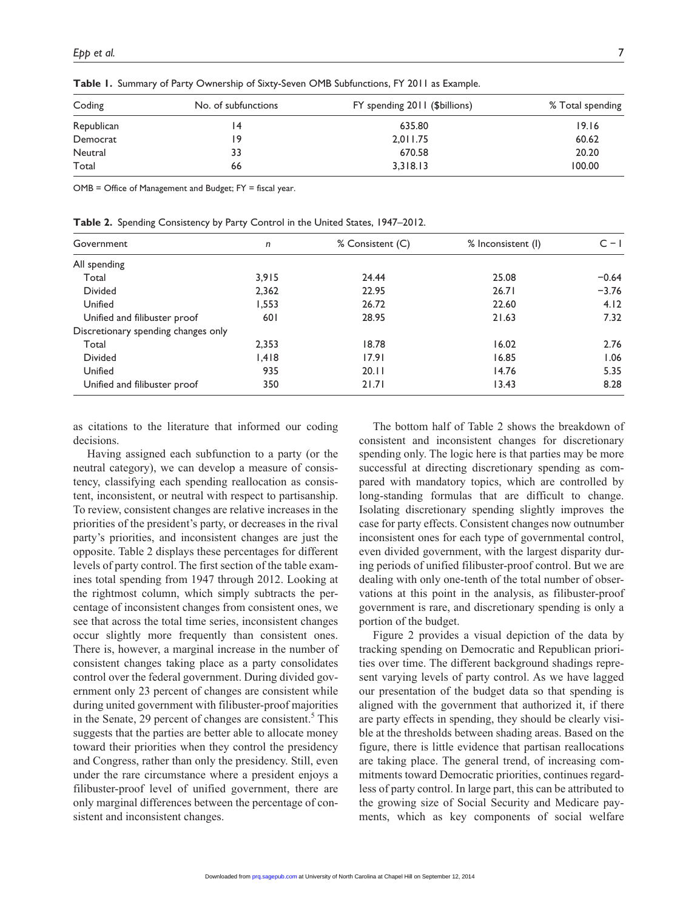**Table 1.** Summary of Party Ownership of Sixty-Seven OMB Subfunctions, FY 2011 as Example.

| Coding | No. of subfunctions | FY spending 2011 ($billions) | % Total spending |
|---|---|---|---|
| Republican | 14 | 635.80 | 19.16 |
| Democrat | 19 | 2,011.75 | 60.62 |
| Neutral | 33 | 670.58 | 20.20 |
| Total | 66 | 3,318.13 | 100.00 |

OMB = Office of Management and Budget; FY = fiscal year.

**Table 2.** Spending Consistency by Party Control in the United States, 1947–2012.

| Government | n | % Consistent (C) | % Inconsistent (I) | C − I |
|---|---|---|---|---|
| All spending | | | | |
| Total | 3,915 | 24.44 | 25.08 | −0.64 |
| Divided | 2,362 | 22.95 | 26.71 | −3.76 |
| Unified | 1,553 | 26.72 | 22.60 | 4.12 |
| Unified and filibuster proof | 601 | 28.95 | 21.63 | 7.32 |
| Discretionary spending changes only | | | | |
| Total | 2,353 | 18.78 | 16.02 | 2.76 |
| Divided | 1,418 | 17.91 | 16.85 | 1.06 |
| Unified | 935 | 20.11 | 14.76 | 5.35 |
| Unified and filibuster proof | 350 | 21.71 | 13.43 | 8.28 |

as citations to the literature that informed our coding decisions.

Having assigned each subfunction to a party (or the neutral category), we can develop a measure of consistency, classifying each spending reallocation as consistent, inconsistent, or neutral with respect to partisanship. To review, consistent changes are relative increases in the priorities of the president's party, or decreases in the rival party's priorities, and inconsistent changes are just the opposite. Table 2 displays these percentages for different levels of party control. The first section of the table examines total spending from 1947 through 2012. Looking at the rightmost column, which simply subtracts the percentage of inconsistent changes from consistent ones, we see that across the total time series, inconsistent changes occur slightly more frequently than consistent ones. There is, however, a marginal increase in the number of consistent changes taking place as a party consolidates control over the federal government. During divided government only 23 percent of changes are consistent while during united government with filibuster-proof majorities in the Senate, 29 percent of changes are consistent.[5] This suggests that the parties are better able to allocate money toward their priorities when they control the presidency and Congress, rather than only the presidency. Still, even under the rare circumstance where a president enjoys a filibuster-proof level of unified government, there are only marginal differences between the percentage of consistent and inconsistent changes.

The bottom half of Table 2 shows the breakdown of consistent and inconsistent changes for discretionary spending only. The logic here is that parties may be more successful at directing discretionary spending as compared with mandatory topics, which are controlled by long-standing formulas that are difficult to change. Isolating discretionary spending slightly improves the case for party effects. Consistent changes now outnumber inconsistent ones for each type of governmental control, even divided government, with the largest disparity during periods of unified filibuster-proof control. But we are dealing with only one-tenth of the total number of observations at this point in the analysis, as filibuster-proof government is rare, and discretionary spending is only a portion of the budget.

Figure 2 provides a visual depiction of the data by tracking spending on Democratic and Republican priorities over time. The different background shadings represent varying levels of party control. As we have lagged our presentation of the budget data so that spending is aligned with the government that authorized it, if there are party effects in spending, they should be clearly visible at the thresholds between shading areas. Based on the figure, there is little evidence that partisan reallocations are taking place. The general trend, of increasing commitments toward Democratic priorities, continues regardless of party control. In large part, this can be attributed to the growing size of Social Security and Medicare payments, which as key components of social welfare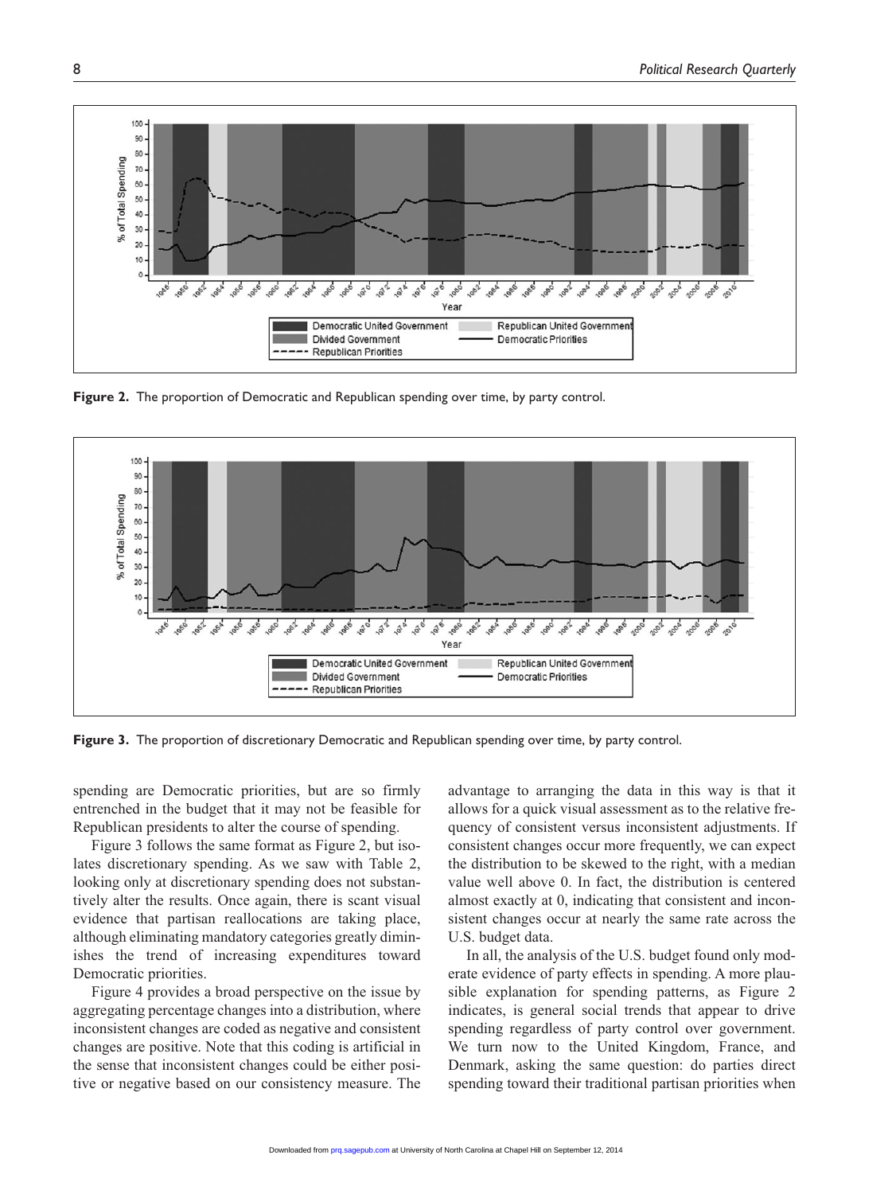**Figure 2.** The proportion of Democratic and Republican spending over time, by party control.

**Figure 3.** The proportion of discretionary Democratic and Republican spending over time, by party control.

spending are Democratic priorities, but are so firmly entrenched in the budget that it may not be feasible for Republican presidents to alter the course of spending.

Figure 3 follows the same format as Figure 2, but isolates discretionary spending. As we saw with Table 2, looking only at discretionary spending does not substantively alter the results. Once again, there is scant visual evidence that partisan reallocations are taking place, although eliminating mandatory categories greatly diminishes the trend of increasing expenditures toward Democratic priorities.

Figure 4 provides a broad perspective on the issue by aggregating percentage changes into a distribution, where inconsistent changes are coded as negative and consistent changes are positive. Note that this coding is artificial in the sense that inconsistent changes could be either positive or negative based on our consistency measure. The advantage to arranging the data in this way is that it allows for a quick visual assessment as to the relative frequency of consistent versus inconsistent adjustments. If consistent changes occur more frequently, we can expect the distribution to be skewed to the right, with a median value well above 0. In fact, the distribution is centered almost exactly at 0, indicating that consistent and inconsistent changes occur at nearly the same rate across the U.S. budget data.

In all, the analysis of the U.S. budget found only moderate evidence of party effects in spending. A more plausible explanation for spending patterns, as Figure 2 indicates, is general social trends that appear to drive spending regardless of party control over government. We turn now to the United Kingdom, France, and Denmark, asking the same question: do parties direct spending toward their traditional partisan priorities when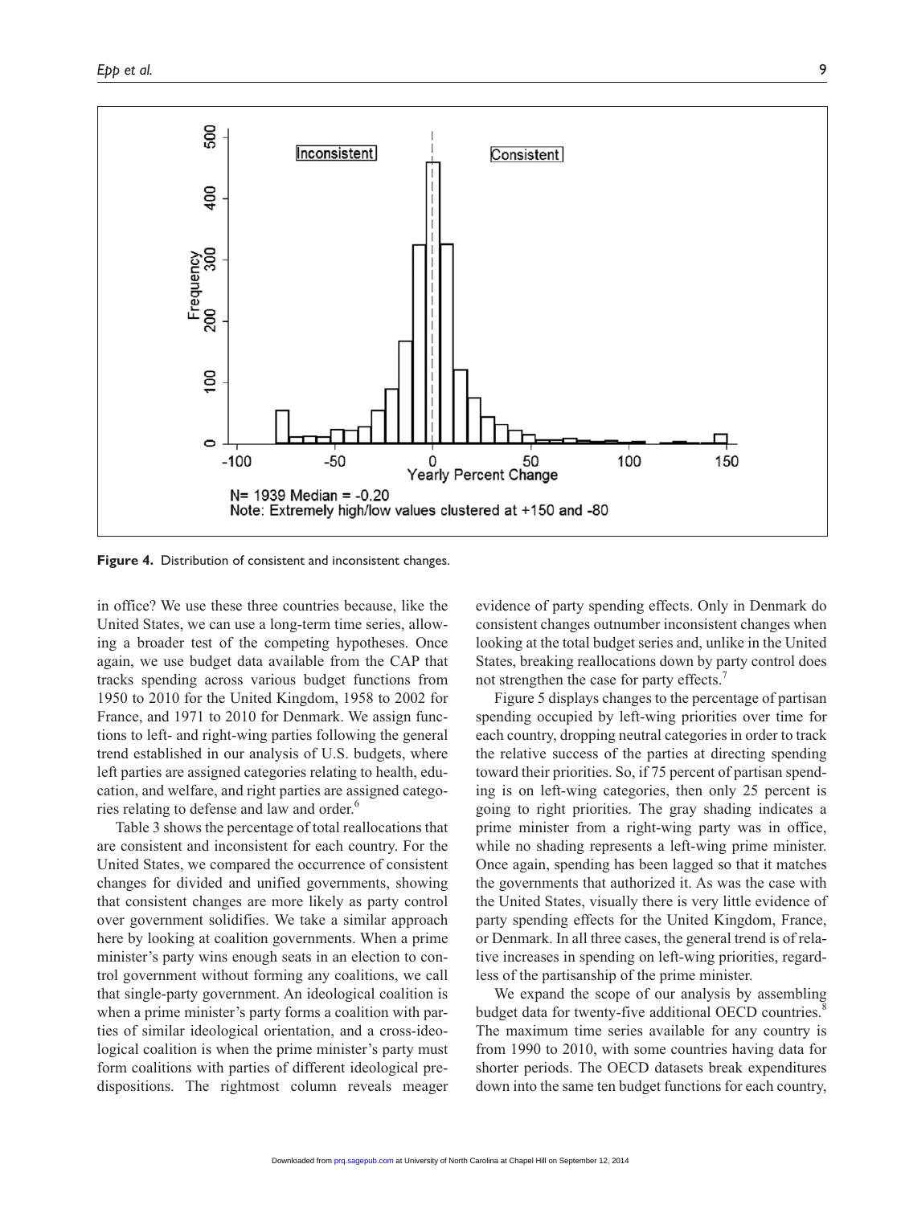Inconsistent

Consistent

Frequency

0
100
200
300
400
500

-100
-50
0
50
100
150

Yearly Percent Change

N= 1939 Median = -0.20

Note: Extremely high/low values clustered at +150 and -80

**Figure 4.** Distribution of consistent and inconsistent changes.

in office? We use these three countries because, like the United States, we can use a long-term time series, allowing a broader test of the competing hypotheses. Once again, we use budget data available from the CAP that tracks spending across various budget functions from 1950 to 2010 for the United Kingdom, 1958 to 2002 for France, and 1971 to 2010 for Denmark. We assign functions to left- and right-wing parties following the general trend established in our analysis of U.S. budgets, where left parties are assigned categories relating to health, education, and welfare, and right parties are assigned categories relating to defense and law and order.[6]

Table 3 shows the percentage of total reallocations that are consistent and inconsistent for each country. For the United States, we compared the occurrence of consistent changes for divided and unified governments, showing that consistent changes are more likely as party control over government solidifies. We take a similar approach here by looking at coalition governments. When a prime minister's party wins enough seats in an election to control government without forming any coalitions, we call that single-party government. An ideological coalition is when a prime minister's party forms a coalition with parties of similar ideological orientation, and a cross-ideological coalition is when the prime minister's party must form coalitions with parties of different ideological predispositions. The rightmost column reveals meager evidence of party spending effects. Only in Denmark do consistent changes outnumber inconsistent changes when looking at the total budget series and, unlike in the United States, breaking reallocations down by party control does not strengthen the case for party effects.[7]

Figure 5 displays changes to the percentage of partisan spending occupied by left-wing priorities over time for each country, dropping neutral categories in order to track the relative success of the parties at directing spending toward their priorities. So, if 75 percent of partisan spending is on left-wing categories, then only 25 percent is going to right priorities. The gray shading indicates a prime minister from a right-wing party was in office, while no shading represents a left-wing prime minister. Once again, spending has been lagged so that it matches the governments that authorized it. As was the case with the United States, visually there is very little evidence of party spending effects for the United Kingdom, France, or Denmark. In all three cases, the general trend is of relative increases in spending on left-wing priorities, regardless of the partisanship of the prime minister.

We expand the scope of our analysis by assembling budget data for twenty-five additional OECD countries.[8] The maximum time series available for any country is from 1990 to 2010, with some countries having data for shorter periods. The OECD datasets break expenditures down into the same ten budget functions for each country,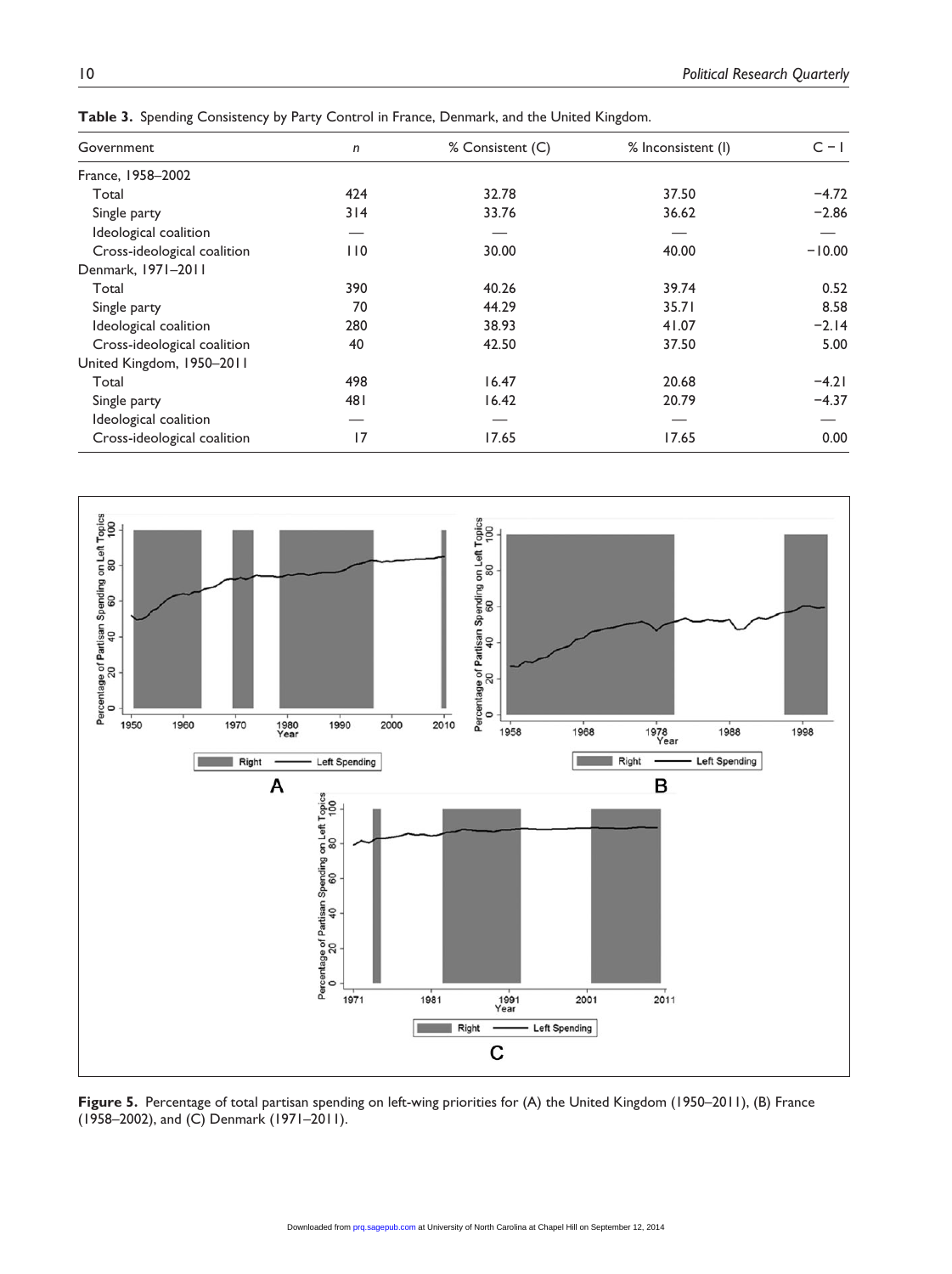**Table 3.** Spending Consistency by Party Control in France, Denmark, and the United Kingdom.

| Government | n | % Consistent (C) | % Inconsistent (I) | C − I |
|---|---|---|---|---|
| France, 1958–2002 | | | | |
| Total | 424 | 32.78 | 37.50 | −4.72 |
| Single party | 314 | 33.76 | 36.62 | −2.86 |
| Ideological coalition | — | — | — | — |
| Cross-ideological coalition | 110 | 30.00 | 40.00 | −10.00 |
| Denmark, 1971–2011 | | | | |
| Total | 390 | 40.26 | 39.74 | 0.52 |
| Single party | 70 | 44.29 | 35.71 | 8.58 |
| Ideological coalition | 280 | 38.93 | 41.07 | −2.14 |
| Cross-ideological coalition | 40 | 42.50 | 37.50 | 5.00 |
| United Kingdom, 1950–2011 | | | | |
| Total | 498 | 16.47 | 20.68 | −4.21 |
| Single party | 481 | 16.42 | 20.79 | −4.37 |
| Ideological coalition | — | — | — | — |
| Cross-ideological coalition | 17 | 17.65 | 17.65 | 0.00 |

**Figure 5.** Percentage of total partisan spending on left-wing priorities for (A) the United Kingdom (1950–2011), (B) France (1958–2002), and (C) Denmark (1971–2011).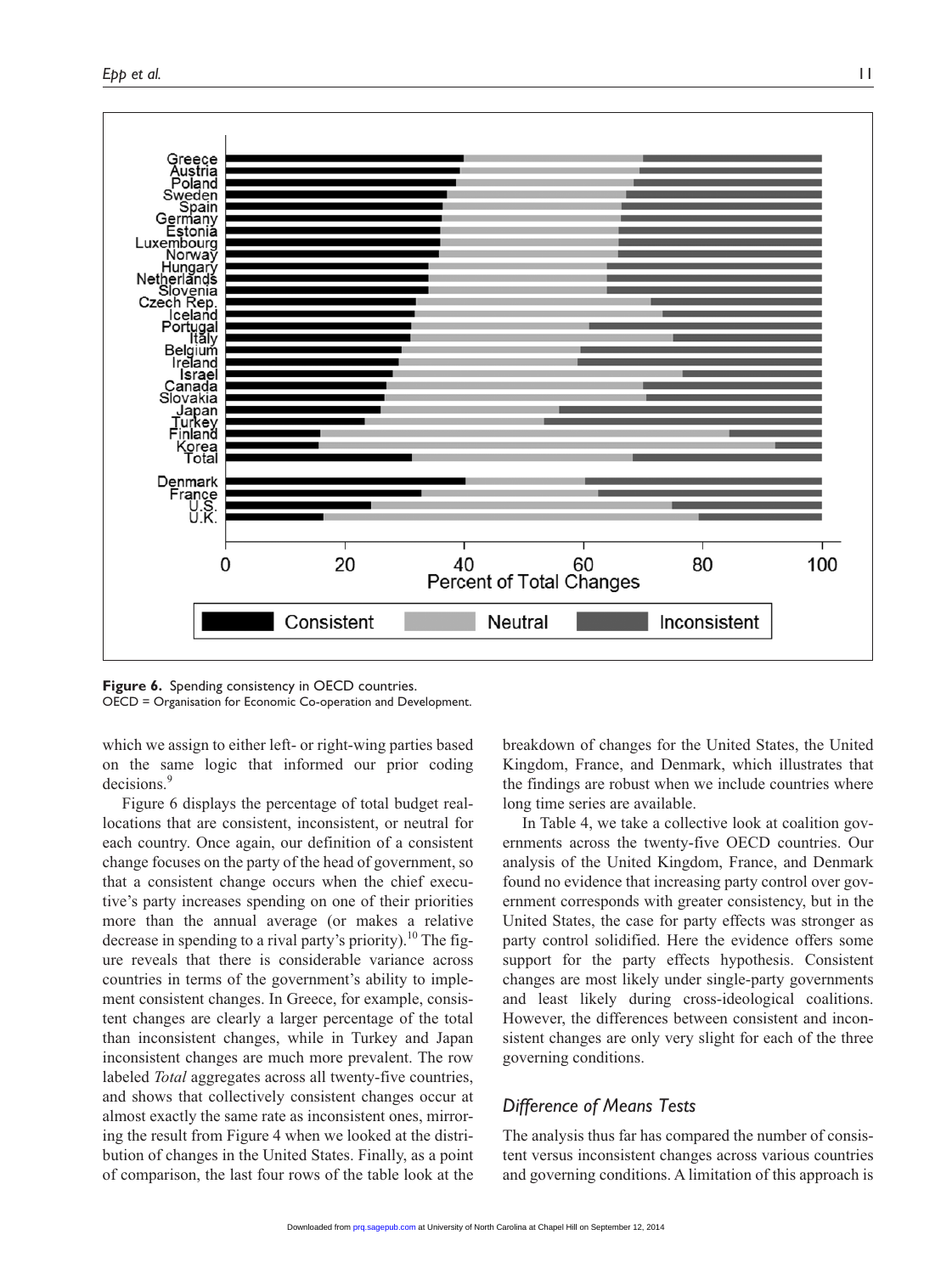**Figure 6.** Spending consistency in OECD countries.
OECD = Organisation for Economic Co-operation and Development.

which we assign to either left- or right-wing parties based on the same logic that informed our prior coding decisions.[9]

Figure 6 displays the percentage of total budget reallocations that are consistent, inconsistent, or neutral for each country. Once again, our definition of a consistent change focuses on the party of the head of government, so that a consistent change occurs when the chief executive's party increases spending on one of their priorities more than the annual average (or makes a relative decrease in spending to a rival party's priority).[10] The figure reveals that there is considerable variance across countries in terms of the government's ability to implement consistent changes. In Greece, for example, consistent changes are clearly a larger percentage of the total than inconsistent changes, while in Turkey and Japan inconsistent changes are much more prevalent. The row labeled *Total* aggregates across all twenty-five countries, and shows that collectively consistent changes occur at almost exactly the same rate as inconsistent ones, mirroring the result from Figure 4 when we looked at the distribution of changes in the United States. Finally, as a point of comparison, the last four rows of the table look at the breakdown of changes for the United States, the United Kingdom, France, and Denmark, which illustrates that the findings are robust when we include countries where long time series are available.

In Table 4, we take a collective look at coalition governments across the twenty-five OECD countries. Our analysis of the United Kingdom, France, and Denmark found no evidence that increasing party control over government corresponds with greater consistency, but in the United States, the case for party effects was stronger as party control solidified. Here the evidence offers some support for the party effects hypothesis. Consistent changes are most likely under single-party governments and least likely during cross-ideological coalitions. However, the differences between consistent and inconsistent changes are only very slight for each of the three governing conditions.

## *Difference of Means Tests*

The analysis thus far has compared the number of consistent versus inconsistent changes across various countries and governing conditions. A limitation of this approach is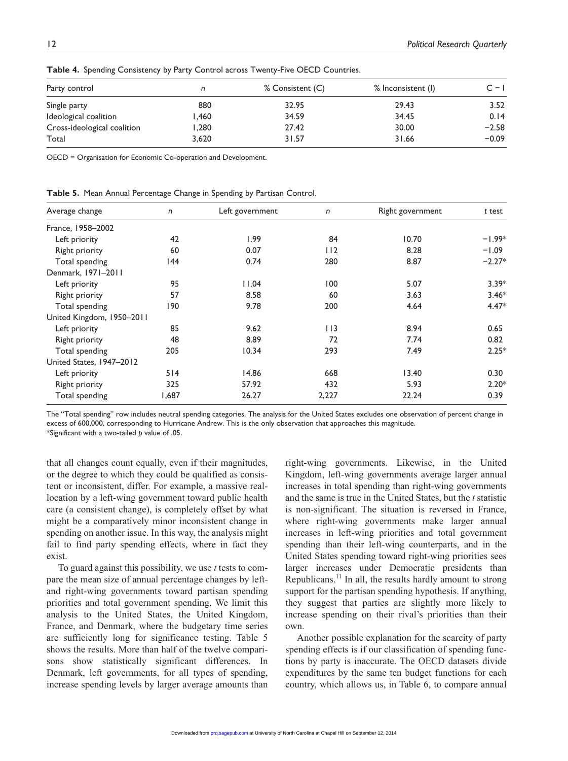**Table 4.** Spending Consistency by Party Control across Twenty-Five OECD Countries.

| Party control | $n$ | % Consistent (C) | % Inconsistent (I) | C − I |
|---|---|---|---|---|
| Single party | 880 | 32.95 | 29.43 | 3.52 |
| Ideological coalition | 1,460 | 34.59 | 34.45 | 0.14 |
| Cross-ideological coalition | 1,280 | 27.42 | 30.00 | −2.58 |
| Total | 3,620 | 31.57 | 31.66 | −0.09 |

OECD = Organisation for Economic Co-operation and Development.

**Table 5.** Mean Annual Percentage Change in Spending by Partisan Control.

| Average change | $n$ | Left government | $n$ | Right government | $t$ test |
|---|---|---|---|---|---|
| France, 1958–2002 | | | | | |
| Left priority | 42 | 1.99 | 84 | 10.70 | −1.99* |
| Right priority | 60 | 0.07 | 112 | 8.28 | −1.09 |
| Total spending | 144 | 0.74 | 280 | 8.87 | −2.27* |
| Denmark, 1971–2011 | | | | | |
| Left priority | 95 | 11.04 | 100 | 5.07 | 3.39* |
| Right priority | 57 | 8.58 | 60 | 3.63 | 3.46* |
| Total spending | 190 | 9.78 | 200 | 4.64 | 4.47* |
| United Kingdom, 1950–2011 | | | | | |
| Left priority | 85 | 9.62 | 113 | 8.94 | 0.65 |
| Right priority | 48 | 8.89 | 72 | 7.74 | 0.82 |
| Total spending | 205 | 10.34 | 293 | 7.49 | 2.25* |
| United States, 1947–2012 | | | | | |
| Left priority | 514 | 14.86 | 668 | 13.40 | 0.30 |
| Right priority | 325 | 57.92 | 432 | 5.93 | 2.20* |
| Total spending | 1,687 | 26.27 | 2,227 | 22.24 | 0.39 |

The "Total spending" row includes neutral spending categories. The analysis for the United States excludes one observation of percent change in excess of 600,000, corresponding to Hurricane Andrew. This is the only observation that approaches this magnitude.
*Significant with a two-tailed $p$ value of .05.

that all changes count equally, even if their magnitudes, or the degree to which they could be qualified as consistent or inconsistent, differ. For example, a massive reallocation by a left-wing government toward public health care (a consistent change), is completely offset by what might be a comparatively minor inconsistent change in spending on another issue. In this way, the analysis might fail to find party spending effects, where in fact they exist.

To guard against this possibility, we use $t$ tests to compare the mean size of annual percentage changes by left- and right-wing governments toward partisan spending priorities and total government spending. We limit this analysis to the United States, the United Kingdom, France, and Denmark, where the budgetary time series are sufficiently long for significance testing. Table 5 shows the results. More than half of the twelve comparisons show statistically significant differences. In Denmark, left governments, for all types of spending, increase spending levels by larger average amounts than right-wing governments. Likewise, in the United Kingdom, left-wing governments average larger annual increases in total spending than right-wing governments and the same is true in the United States, but the $t$ statistic is non-significant. The situation is reversed in France, where right-wing governments make larger annual increases in left-wing priorities and total government spending than their left-wing counterparts, and in the United States spending toward right-wing priorities sees larger increases under Democratic presidents than Republicans.[11] In all, the results hardly amount to strong support for the partisan spending hypothesis. If anything, they suggest that parties are slightly more likely to increase spending on their rival's priorities than their own.

Another possible explanation for the scarcity of party spending effects is if our classification of spending functions by party is inaccurate. The OECD datasets divide expenditures by the same ten budget functions for each country, which allows us, in Table 6, to compare annual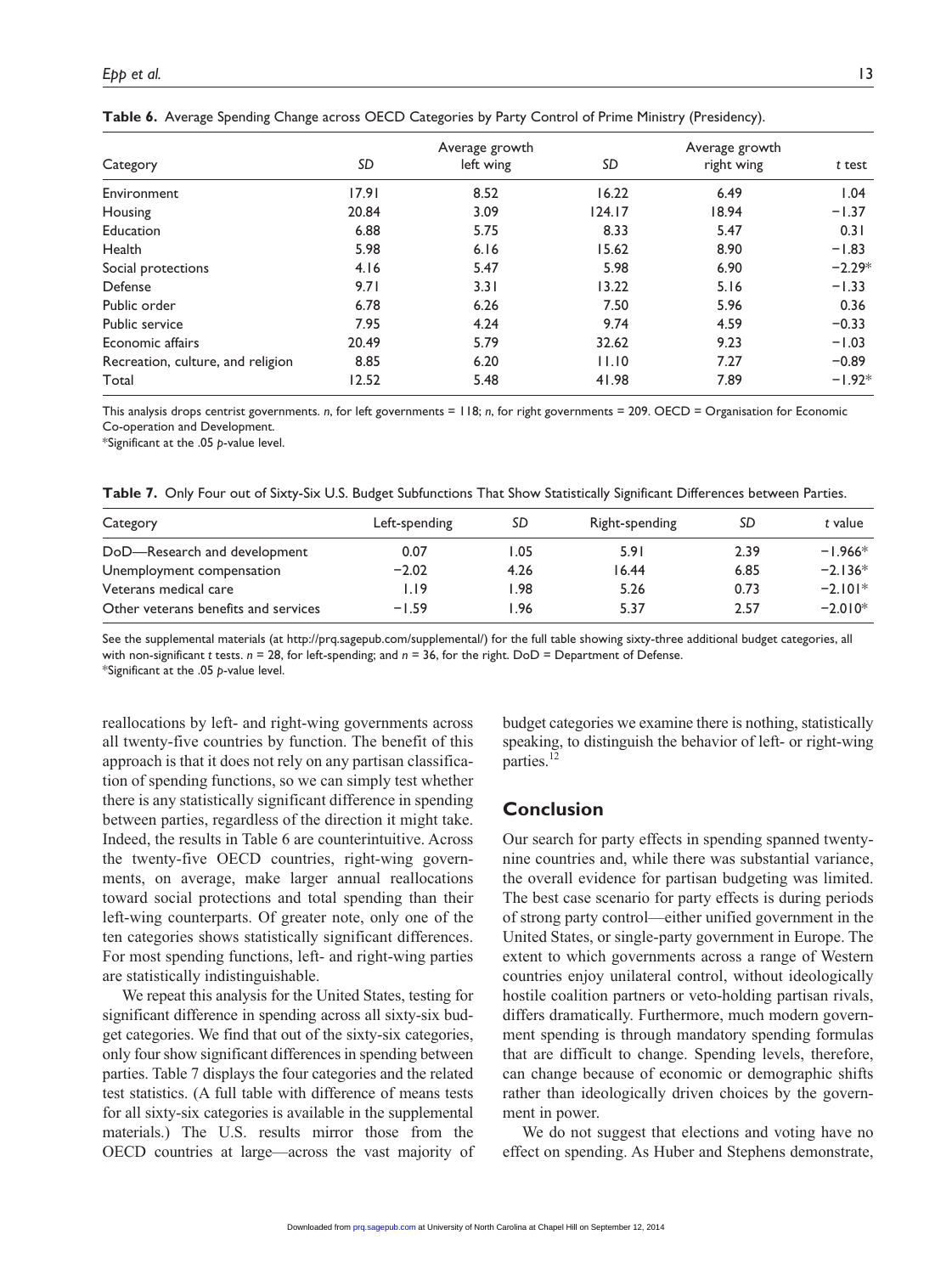**Table 6.** Average Spending Change across OECD Categories by Party Control of Prime Ministry (Presidency).

| Category | *SD* | Average growth left wing | *SD* | Average growth right wing | *t* test |
|---|---|---|---|---|---|
| Environment | 17.91 | 8.52 | 16.22 | 6.49 | 1.04 |
| Housing | 20.84 | 3.09 | 124.17 | 18.94 | −1.37 |
| Education | 6.88 | 5.75 | 8.33 | 5.47 | 0.31 |
| Health | 5.98 | 6.16 | 15.62 | 8.90 | −1.83 |
| Social protections | 4.16 | 5.47 | 5.98 | 6.90 | −2.29* |
| Defense | 9.71 | 3.31 | 13.22 | 5.16 | −1.33 |
| Public order | 6.78 | 6.26 | 7.50 | 5.96 | 0.36 |
| Public service | 7.95 | 4.24 | 9.74 | 4.59 | −0.33 |
| Economic affairs | 20.49 | 5.79 | 32.62 | 9.23 | −1.03 |
| Recreation, culture, and religion | 8.85 | 6.20 | 11.10 | 7.27 | −0.89 |
| Total | 12.52 | 5.48 | 41.98 | 7.89 | −1.92* |

This analysis drops centrist governments. *n*, for left governments = 118; *n*, for right governments = 209. OECD = Organisation for Economic Co-operation and Development.
*Significant at the .05 *p*-value level.

**Table 7.** Only Four out of Sixty-Six U.S. Budget Subfunctions That Show Statistically Significant Differences between Parties.

| Category | Left-spending | *SD* | Right-spending | *SD* | *t* value |
|---|---|---|---|---|---|
| DoD—Research and development | 0.07 | 1.05 | 5.91 | 2.39 | −1.966* |
| Unemployment compensation | −2.02 | 4.26 | 16.44 | 6.85 | −2.136* |
| Veterans medical care | 1.19 | 1.98 | 5.26 | 0.73 | −2.101* |
| Other veterans benefits and services | −1.59 | 1.96 | 5.37 | 2.57 | −2.010* |

See the supplemental materials (at http://prq.sagepub.com/supplemental/) for the full table showing sixty-three additional budget categories, all with non-significant *t* tests. *n* = 28, for left-spending; and *n* = 36, for the right. DoD = Department of Defense.
*Significant at the .05 *p*-value level.

reallocations by left- and right-wing governments across all twenty-five countries by function. The benefit of this approach is that it does not rely on any partisan classification of spending functions, so we can simply test whether there is any statistically significant difference in spending between parties, regardless of the direction it might take. Indeed, the results in Table 6 are counterintuitive. Across the twenty-five OECD countries, right-wing governments, on average, make larger annual reallocations toward social protections and total spending than their left-wing counterparts. Of greater note, only one of the ten categories shows statistically significant differences. For most spending functions, left- and right-wing parties are statistically indistinguishable.

We repeat this analysis for the United States, testing for significant difference in spending across all sixty-six budget categories. We find that out of the sixty-six categories, only four show significant differences in spending between parties. Table 7 displays the four categories and the related test statistics. (A full table with difference of means tests for all sixty-six categories is available in the supplemental materials.) The U.S. results mirror those from the OECD countries at large—across the vast majority of budget categories we examine there is nothing, statistically speaking, to distinguish the behavior of left- or right-wing parties.[12]

## Conclusion

Our search for party effects in spending spanned twenty-nine countries and, while there was substantial variance, the overall evidence for partisan budgeting was limited. The best case scenario for party effects is during periods of strong party control—either unified government in the United States, or single-party government in Europe. The extent to which governments across a range of Western countries enjoy unilateral control, without ideologically hostile coalition partners or veto-holding partisan rivals, differs dramatically. Furthermore, much modern government spending is through mandatory spending formulas that are difficult to change. Spending levels, therefore, can change because of economic or demographic shifts rather than ideologically driven choices by the government in power.

We do not suggest that elections and voting have no effect on spending. As Huber and Stephens demonstrate,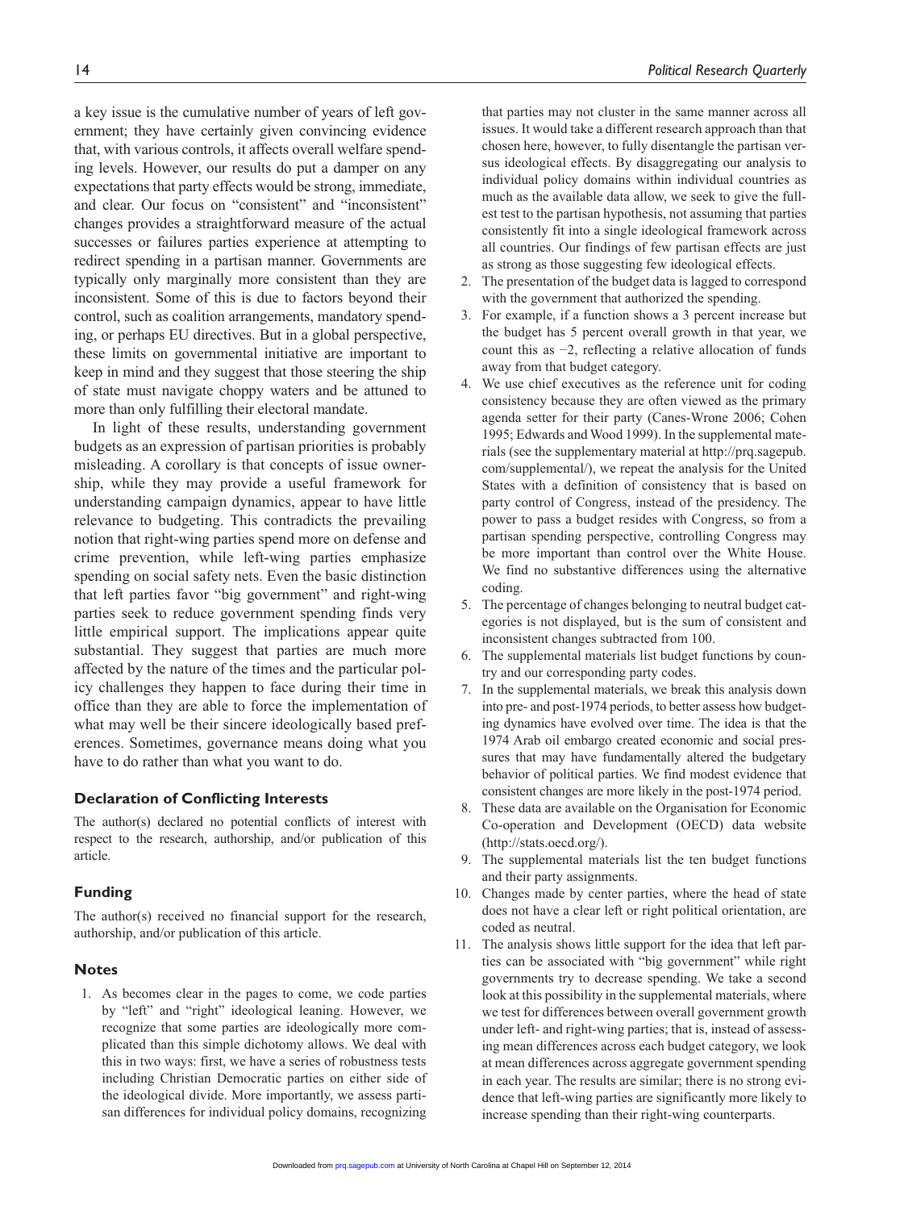a key issue is the cumulative number of years of left government; they have certainly given convincing evidence that, with various controls, it affects overall welfare spending levels. However, our results do put a damper on any expectations that party effects would be strong, immediate, and clear. Our focus on "consistent" and "inconsistent" changes provides a straightforward measure of the actual successes or failures parties experience at attempting to redirect spending in a partisan manner. Governments are typically only marginally more consistent than they are inconsistent. Some of this is due to factors beyond their control, such as coalition arrangements, mandatory spending, or perhaps EU directives. But in a global perspective, these limits on governmental initiative are important to keep in mind and they suggest that those steering the ship of state must navigate choppy waters and be attuned to more than only fulfilling their electoral mandate.

In light of these results, understanding government budgets as an expression of partisan priorities is probably misleading. A corollary is that concepts of issue ownership, while they may provide a useful framework for understanding campaign dynamics, appear to have little relevance to budgeting. This contradicts the prevailing notion that right-wing parties spend more on defense and crime prevention, while left-wing parties emphasize spending on social safety nets. Even the basic distinction that left parties favor "big government" and right-wing parties seek to reduce government spending finds very little empirical support. The implications appear quite substantial. They suggest that parties are much more affected by the nature of the times and the particular policy challenges they happen to face during their time in office than they are able to force the implementation of what may well be their sincere ideologically based preferences. Sometimes, governance means doing what you have to do rather than what you want to do.

## Declaration of Conflicting Interests

The author(s) declared no potential conflicts of interest with respect to the research, authorship, and/or publication of this article.

## Funding

The author(s) received no financial support for the research, authorship, and/or publication of this article.

## Notes

1. As becomes clear in the pages to come, we code parties by "left" and "right" ideological leaning. However, we recognize that some parties are ideologically more complicated than this simple dichotomy allows. We deal with this in two ways: first, we have a series of robustness tests including Christian Democratic parties on either side of the ideological divide. More importantly, we assess partisan differences for individual policy domains, recognizing that parties may not cluster in the same manner across all issues. It would take a different research approach than that chosen here, however, to fully disentangle the partisan versus ideological effects. By disaggregating our analysis to individual policy domains within individual countries as much as the available data allow, we seek to give the fullest test to the partisan hypothesis, not assuming that parties consistently fit into a single ideological framework across all countries. Our findings of few partisan effects are just as strong as those suggesting few ideological effects.
2. The presentation of the budget data is lagged to correspond with the government that authorized the spending.
3. For example, if a function shows a 3 percent increase but the budget has 5 percent overall growth in that year, we count this as −2, reflecting a relative allocation of funds away from that budget category.
4. We use chief executives as the reference unit for coding consistency because they are often viewed as the primary agenda setter for their party (Canes-Wrone 2006; Cohen 1995; Edwards and Wood 1999). In the supplemental materials (see the supplementary material at http://prq.sagepub.com/supplemental/), we repeat the analysis for the United States with a definition of consistency that is based on party control of Congress, instead of the presidency. The power to pass a budget resides with Congress, so from a partisan spending perspective, controlling Congress may be more important than control over the White House. We find no substantive differences using the alternative coding.
5. The percentage of changes belonging to neutral budget categories is not displayed, but is the sum of consistent and inconsistent changes subtracted from 100.
6. The supplemental materials list budget functions by country and our corresponding party codes.
7. In the supplemental materials, we break this analysis down into pre- and post-1974 periods, to better assess how budgeting dynamics have evolved over time. The idea is that the 1974 Arab oil embargo created economic and social pressures that may have fundamentally altered the budgetary behavior of political parties. We find modest evidence that consistent changes are more likely in the post-1974 period.
8. These data are available on the Organisation for Economic Co-operation and Development (OECD) data website (http://stats.oecd.org/).
9. The supplemental materials list the ten budget functions and their party assignments.
10. Changes made by center parties, where the head of state does not have a clear left or right political orientation, are coded as neutral.
11. The analysis shows little support for the idea that left parties can be associated with "big government" while right governments try to decrease spending. We take a second look at this possibility in the supplemental materials, where we test for differences between overall government growth under left- and right-wing parties; that is, instead of assessing mean differences across each budget category, we look at mean differences across aggregate government spending in each year. The results are similar; there is no strong evidence that left-wing parties are significantly more likely to increase spending than their right-wing counterparts.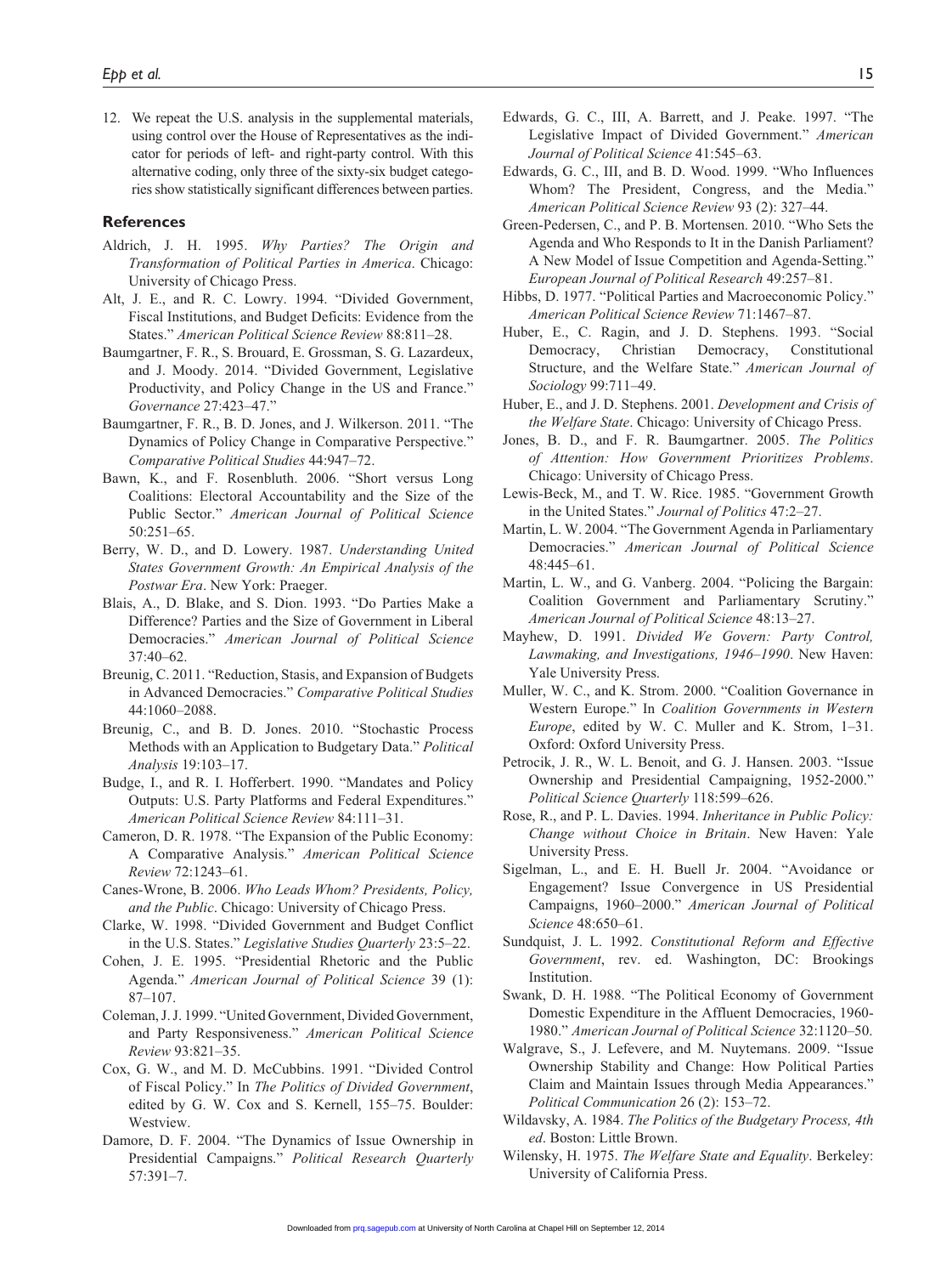12. We repeat the U.S. analysis in the supplemental materials, using control over the House of Representatives as the indicator for periods of left- and right-party control. With this alternative coding, only three of the sixty-six budget categories show statistically significant differences between parties.

## References

Aldrich, J. H. 1995. *Why Parties? The Origin and Transformation of Political Parties in America*. Chicago: University of Chicago Press.

Alt, J. E., and R. C. Lowry. 1994. "Divided Government, Fiscal Institutions, and Budget Deficits: Evidence from the States." *American Political Science Review* 88:811–28.

Baumgartner, F. R., S. Brouard, E. Grossman, S. G. Lazardeux, and J. Moody. 2014. "Divided Government, Legislative Productivity, and Policy Change in the US and France." *Governance* 27:423–47."

Baumgartner, F. R., B. D. Jones, and J. Wilkerson. 2011. "The Dynamics of Policy Change in Comparative Perspective." *Comparative Political Studies* 44:947–72.

Bawn, K., and F. Rosenbluth. 2006. "Short versus Long Coalitions: Electoral Accountability and the Size of the Public Sector." *American Journal of Political Science* 50:251–65.

Berry, W. D., and D. Lowery. 1987. *Understanding United States Government Growth: An Empirical Analysis of the Postwar Era*. New York: Praeger.

Blais, A., D. Blake, and S. Dion. 1993. "Do Parties Make a Difference? Parties and the Size of Government in Liberal Democracies." *American Journal of Political Science* 37:40–62.

Breunig, C. 2011. "Reduction, Stasis, and Expansion of Budgets in Advanced Democracies." *Comparative Political Studies* 44:1060–2088.

Breunig, C., and B. D. Jones. 2010. "Stochastic Process Methods with an Application to Budgetary Data." *Political Analysis* 19:103–17.

Budge, I., and R. I. Hofferbert. 1990. "Mandates and Policy Outputs: U.S. Party Platforms and Federal Expenditures." *American Political Science Review* 84:111–31.

Cameron, D. R. 1978. "The Expansion of the Public Economy: A Comparative Analysis." *American Political Science Review* 72:1243–61.

Canes-Wrone, B. 2006. *Who Leads Whom? Presidents, Policy, and the Public*. Chicago: University of Chicago Press.

Clarke, W. 1998. "Divided Government and Budget Conflict in the U.S. States." *Legislative Studies Quarterly* 23:5–22.

Cohen, J. E. 1995. "Presidential Rhetoric and the Public Agenda." *American Journal of Political Science* 39 (1): 87–107.

Coleman, J. J. 1999. "United Government, Divided Government, and Party Responsiveness." *American Political Science Review* 93:821–35.

Cox, G. W., and M. D. McCubbins. 1991. "Divided Control of Fiscal Policy." In *The Politics of Divided Government*, edited by G. W. Cox and S. Kernell, 155–75. Boulder: Westview.

Damore, D. F. 2004. "The Dynamics of Issue Ownership in Presidential Campaigns." *Political Research Quarterly* 57:391–7.

Edwards, G. C., III, A. Barrett, and J. Peake. 1997. "The Legislative Impact of Divided Government." *American Journal of Political Science* 41:545–63.

Edwards, G. C., III, and B. D. Wood. 1999. "Who Influences Whom? The President, Congress, and the Media." *American Political Science Review* 93 (2): 327–44.

Green-Pedersen, C., and P. B. Mortensen. 2010. "Who Sets the Agenda and Who Responds to It in the Danish Parliament? A New Model of Issue Competition and Agenda-Setting." *European Journal of Political Research* 49:257–81.

Hibbs, D. 1977. "Political Parties and Macroeconomic Policy." *American Political Science Review* 71:1467–87.

Huber, E., C. Ragin, and J. D. Stephens. 1993. "Social Democracy, Christian Democracy, Constitutional Structure, and the Welfare State." *American Journal of Sociology* 99:711–49.

Huber, E., and J. D. Stephens. 2001. *Development and Crisis of the Welfare State*. Chicago: University of Chicago Press.

Jones, B. D., and F. R. Baumgartner. 2005. *The Politics of Attention: How Government Prioritizes Problems*. Chicago: University of Chicago Press.

Lewis-Beck, M., and T. W. Rice. 1985. "Government Growth in the United States." *Journal of Politics* 47:2–27.

Martin, L. W. 2004. "The Government Agenda in Parliamentary Democracies." *American Journal of Political Science* 48:445–61.

Martin, L. W., and G. Vanberg. 2004. "Policing the Bargain: Coalition Government and Parliamentary Scrutiny." *American Journal of Political Science* 48:13–27.

Mayhew, D. 1991. *Divided We Govern: Party Control, Lawmaking, and Investigations, 1946–1990*. New Haven: Yale University Press.

Muller, W. C., and K. Strom. 2000. "Coalition Governance in Western Europe." In *Coalition Governments in Western Europe*, edited by W. C. Muller and K. Strom, 1–31. Oxford: Oxford University Press.

Petrocik, J. R., W. L. Benoit, and G. J. Hansen. 2003. "Issue Ownership and Presidential Campaigning, 1952-2000." *Political Science Quarterly* 118:599–626.

Rose, R., and P. L. Davies. 1994. *Inheritance in Public Policy: Change without Choice in Britain*. New Haven: Yale University Press.

Sigelman, L., and E. H. Buell Jr. 2004. "Avoidance or Engagement? Issue Convergence in US Presidential Campaigns, 1960–2000." *American Journal of Political Science* 48:650–61.

Sundquist, J. L. 1992. *Constitutional Reform and Effective Government*, rev. ed. Washington, DC: Brookings Institution.

Swank, D. H. 1988. "The Political Economy of Government Domestic Expenditure in the Affluent Democracies, 1960-1980." *American Journal of Political Science* 32:1120–50.

Walgrave, S., J. Lefevere, and M. Nuytemans. 2009. "Issue Ownership Stability and Change: How Political Parties Claim and Maintain Issues through Media Appearances." *Political Communication* 26 (2): 153–72.

Wildavsky, A. 1984. *The Politics of the Budgetary Process, 4th ed*. Boston: Little Brown.

Wilensky, H. 1975. *The Welfare State and Equality*. Berkeley: University of California Press.